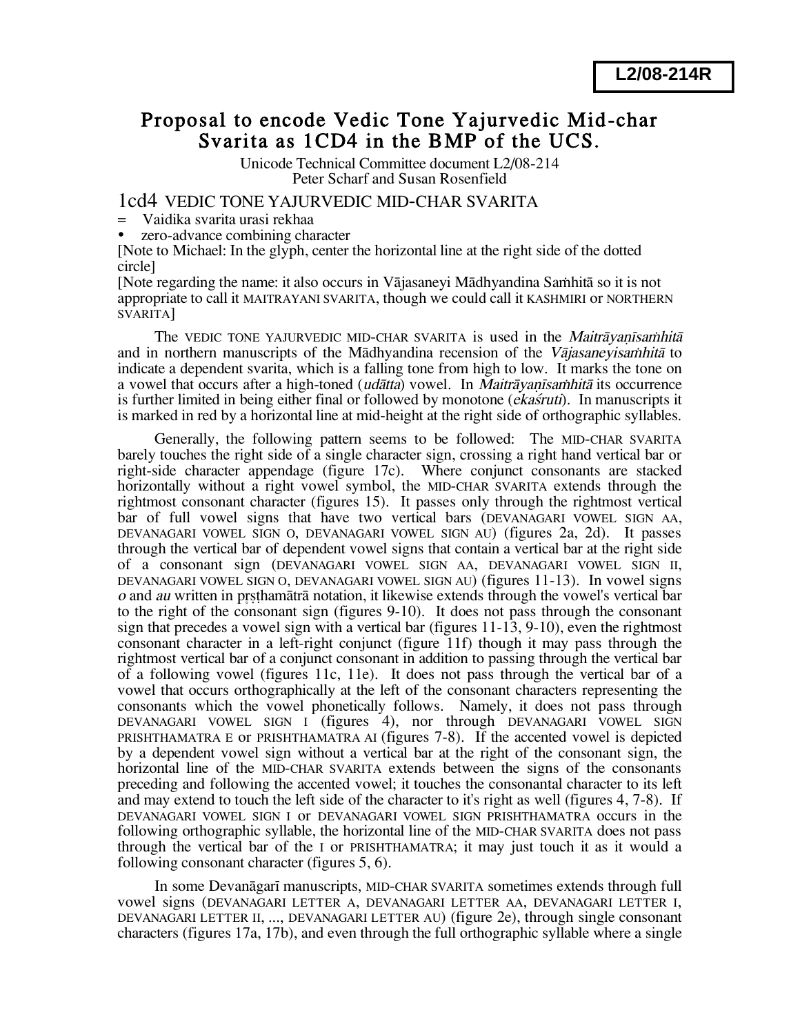**L2/08-214R**

# Proposal to encode Vedic Tone Yajurvedic Mid-char Svarita as 1CD4 in the BMP of the UCS.

Unicode Technical Committee document L2/08-214
Peter Scharf and Susan Rosenfield

## 1cd4 VEDIC TONE YAJURVEDIC MID-CHAR SVARITA

= Vaidika svarita urasi rekhaa

- zero-advance combining character

[Note to Michael: In the glyph, center the horizontal line at the right side of the dotted circle]

[Note regarding the name: it also occurs in Vājasaneyi Mādhyandina Saṁhitā so it is not appropriate to call it MAITRAYANI SVARITA, though we could call it KASHMIRI or NORTHERN SVARITA]

The VEDIC TONE YAJURVEDIC MID-CHAR SVARITA is used in the *Maitrāyaṇīsaṁhitā* and in northern manuscripts of the Mādhyandina recension of the *Vājasaneyisaṁhitā* to indicate a dependent svarita, which is a falling tone from high to low. It marks the tone on a vowel that occurs after a high-toned (*udātta*) vowel. In *Maitrāyaṇīsaṁhitā* its occurrence is further limited in being either final or followed by monotone (*ekaśruti*). In manuscripts it is marked in red by a horizontal line at mid-height at the right side of orthographic syllables.

Generally, the following pattern seems to be followed: The MID-CHAR SVARITA barely touches the right side of a single character sign, crossing a right hand vertical bar or right-side character appendage (figure 17c). Where conjunct consonants are stacked horizontally without a right vowel symbol, the MID-CHAR SVARITA extends through the rightmost consonant character (figures 15). It passes only through the rightmost vertical bar of full vowel signs that have two vertical bars (DEVANAGARI VOWEL SIGN AA, DEVANAGARI VOWEL SIGN O, DEVANAGARI VOWEL SIGN AU) (figures 2a, 2d). It passes through the vertical bar of dependent vowel signs that contain a vertical bar at the right side of a consonant sign (DEVANAGARI VOWEL SIGN AA, DEVANAGARI VOWEL SIGN II, DEVANAGARI VOWEL SIGN O, DEVANAGARI VOWEL SIGN AU) (figures 11-13). In vowel signs *o* and *au* written in pṛṣṭhamātrā notation, it likewise extends through the vowel's vertical bar to the right of the consonant sign (figures 9-10). It does not pass through the consonant sign that precedes a vowel sign with a vertical bar (figures 11-13, 9-10), even the rightmost consonant character in a left-right conjunct (figure 11f) though it may pass through the rightmost vertical bar of a conjunct consonant in addition to passing through the vertical bar of a following vowel (figures 11c, 11e). It does not pass through the vertical bar of a vowel that occurs orthographically at the left of the consonant characters representing the consonants which the vowel phonetically follows. Namely, it does not pass through DEVANAGARI VOWEL SIGN I (figures 4), nor through DEVANAGARI VOWEL SIGN PRISHTHAMATRA E or PRISHTHAMATRA AI (figures 7-8). If the accented vowel is depicted by a dependent vowel sign without a vertical bar at the right of the consonant sign, the horizontal line of the MID-CHAR SVARITA extends between the signs of the consonants preceding and following the accented vowel; it touches the consonantal character to its left and may extend to touch the left side of the character to it's right as well (figures 4, 7-8). If DEVANAGARI VOWEL SIGN I or DEVANAGARI VOWEL SIGN PRISHTHAMATRA occurs in the following orthographic syllable, the horizontal line of the MID-CHAR SVARITA does not pass through the vertical bar of the I or PRISHTHAMATRA; it may just touch it as it would a following consonant character (figures 5, 6).

In some Devanāgarī manuscripts, MID-CHAR SVARITA sometimes extends through full vowel signs (DEVANAGARI LETTER A, DEVANAGARI LETTER AA, DEVANAGARI LETTER I, DEVANAGARI LETTER II, ..., DEVANAGARI LETTER AU) (figure 2e), through single consonant characters (figures 17a, 17b), and even through the full orthographic syllable where a single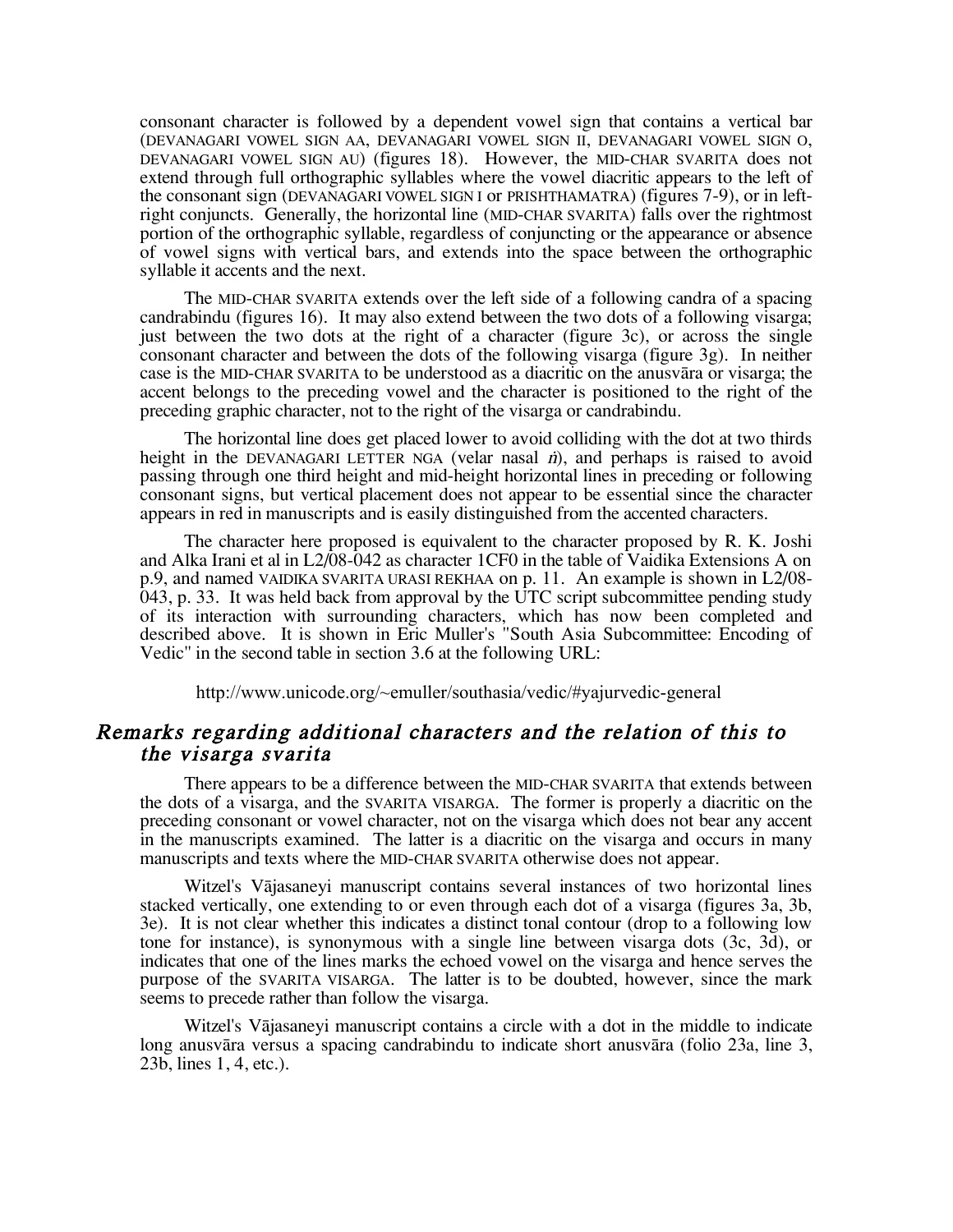consonant character is followed by a dependent vowel sign that contains a vertical bar (DEVANAGARI VOWEL SIGN AA, DEVANAGARI VOWEL SIGN II, DEVANAGARI VOWEL SIGN O, DEVANAGARI VOWEL SIGN AU) (figures 18). However, the MID-CHAR SVARITA does not extend through full orthographic syllables where the vowel diacritic appears to the left of the consonant sign (DEVANAGARI VOWEL SIGN I or PRISHTHAMATRA) (figures 7-9), or in left-right conjuncts. Generally, the horizontal line (MID-CHAR SVARITA) falls over the rightmost portion of the orthographic syllable, regardless of conjuncting or the appearance or absence of vowel signs with vertical bars, and extends into the space between the orthographic syllable it accents and the next.

The MID-CHAR SVARITA extends over the left side of a following candra of a spacing candrabindu (figures 16). It may also extend between the two dots of a following visarga; just between the two dots at the right of a character (figure 3c), or across the single consonant character and between the dots of the following visarga (figure 3g). In neither case is the MID-CHAR SVARITA to be understood as a diacritic on the anusvāra or visarga; the accent belongs to the preceding vowel and the character is positioned to the right of the preceding graphic character, not to the right of the visarga or candrabindu.

The horizontal line does get placed lower to avoid colliding with the dot at two thirds height in the DEVANAGARI LETTER NGA (velar nasal *ṅ*), and perhaps is raised to avoid passing through one third height and mid-height horizontal lines in preceding or following consonant signs, but vertical placement does not appear to be essential since the character appears in red in manuscripts and is easily distinguished from the accented characters.

The character here proposed is equivalent to the character proposed by R. K. Joshi and Alka Irani et al in L2/08-042 as character 1CF0 in the table of Vaidika Extensions A on p.9, and named VAIDIKA SVARITA URASI REKHAA on p. 11. An example is shown in L2/08-043, p. 33. It was held back from approval by the UTC script subcommittee pending study of its interaction with surrounding characters, which has now been completed and described above. It is shown in Eric Muller's "South Asia Subcommittee: Encoding of Vedic" in the second table in section 3.6 at the following URL:

http://www.unicode.org/~emuller/southasia/vedic/#yajurvedic-general

## *Remarks regarding additional characters and the relation of this to the visarga svarita*

There appears to be a difference between the MID-CHAR SVARITA that extends between the dots of a visarga, and the SVARITA VISARGA. The former is properly a diacritic on the preceding consonant or vowel character, not on the visarga which does not bear any accent in the manuscripts examined. The latter is a diacritic on the visarga and occurs in many manuscripts and texts where the MID-CHAR SVARITA otherwise does not appear.

Witzel's Vājasaneyi manuscript contains several instances of two horizontal lines stacked vertically, one extending to or even through each dot of a visarga (figures 3a, 3b, 3e). It is not clear whether this indicates a distinct tonal contour (drop to a following low tone for instance), is synonymous with a single line between visarga dots (3c, 3d), or indicates that one of the lines marks the echoed vowel on the visarga and hence serves the purpose of the SVARITA VISARGA. The latter is to be doubted, however, since the mark seems to precede rather than follow the visarga.

Witzel's Vājasaneyi manuscript contains a circle with a dot in the middle to indicate long anusvāra versus a spacing candrabindu to indicate short anusvāra (folio 23a, line 3, 23b, lines 1, 4, etc.).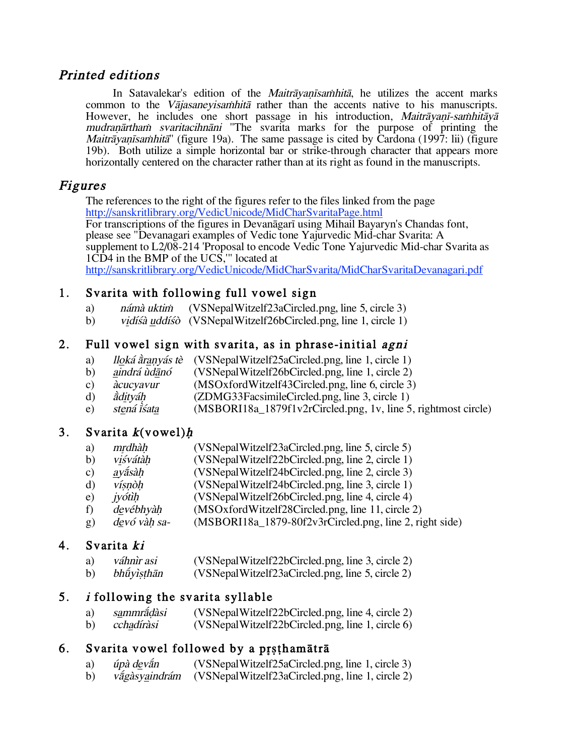## *Printed editions*

In Satavalekar's edition of the *Maitrāyaṇīsaṁhitā*, he utilizes the accent marks common to the *Vājasaneyisaṁhitā* rather than the accents native to his manuscripts. However, he includes one short passage in his introduction, *Maitrāyaṇī-saṁhitāyā mudraṇārthaṁ svaritacihnāni* "The svarita marks for the purpose of printing the *Maitrāyaṇīsaṁhitā*" (figure 19a). The same passage is cited by Cardona (1997: lii) (figure 19b). Both utilize a simple horizontal bar or strike-through character that appears more horizontally centered on the character rather than at its right as found in the manuscripts.

## *Figures*

The references to the right of the figures refer to the files linked from the page
http://sanskritlibrary.org/VedicUnicode/MidCharSvaritaPage.html
For transcriptions of the figures in Devanāgarī using Mihail Bayaryn's Chandas font, please see "Devanagari examples of Vedic tone Yajurvedic Mid-char Svarita: A supplement to L2/08-214 'Proposal to encode Vedic Tone Yajurvedic Mid-char Svarita as 1CD4 in the BMP of the UCS,'" located at
http://sanskritlibrary.org/VedicUnicode/MidCharSvarita/MidCharSvaritaDevanagari.pdf

### 1. Svarita with following full vowel sign

a) *námà uktiṁ* (VSNepalWitzelf23aCircled.png, line 5, circle 3)
b) *vi̱díśà u̱ddíśò* (VSNepalWitzelf26bCircled.png, line 1, circle 1)

### 2. Full vowel sign with svarita, as in phrase-initial *agni*

a) *llo̱ká ā̀ra̱ṇyás tè* (VSNepalWitzelf25aCircled.png, line 1, circle 1)
b) *a̱indrá ù̱dā̱nó* (VSNepalWitzelf26bCircled.png, line 1, circle 2)
c) *àcucyavur* (MSOxfordWitzelf43Circled.png, line 6, circle 3)
d) *ā̀di̱tyáḥ* (ZDMG33FacsimileCircled.png, line 3, circle 1)
e) *ste̱ná ī̀śata̱* (MSBORI18a_1879f1v2rCircled.png, 1v, line 5, rightmost circle)

### 3. Svarita *k*(vowel)*ḥ*

a) *mṛ̱dhàḥ* (VSNepalWitzelf23aCircled.png, line 5, circle 5)
b) *vi̱śvátàḥ* (VSNepalWitzelf22bCircled.png, line 2, circle 1)
c) *a̱yā́sàḥ* (VSNepalWitzelf24bCircled.png, line 2, circle 3)
d) *víṣṇòḥ* (VSNepalWitzelf24bCircled.png, line 3, circle 1)
e) *jyótìḥ* (VSNepalWitzelf26bCircled.png, line 4, circle 4)
f) *de̱vébhyàḥ* (MSOxfordWitzelf28Circled.png, line 11, circle 2)
g) *de̱vó vàḥ sa-* (MSBORI18a_1879-80f2v3rCircled.png, line 2, right side)

### 4. Svarita *ki*

a) *váhnìr asi* (VSNepalWitzelf22bCircled.png, line 3, circle 2)
b) *bhū́yìṣṭhān* (VSNepalWitzelf23aCircled.png, line 5, circle 2)

### 5. *i* following the svarita syllable

a) *sa̱mmrā́ḍàsi* (VSNepalWitzelf22bCircled.png, line 4, circle 2)
b) *ccha̱díràsi* (VSNepalWitzelf22bCircled.png, line 1, circle 6)

### 6. Svarita vowel followed by a pṛṣṭhamātrā

a) *úpà de̱vā́n* (VSNepalWitzelf25aCircled.png, line 1, circle 3)
b) *vā́gàsya̱indrám* (VSNepalWitzelf23aCircled.png, line 1, circle 2)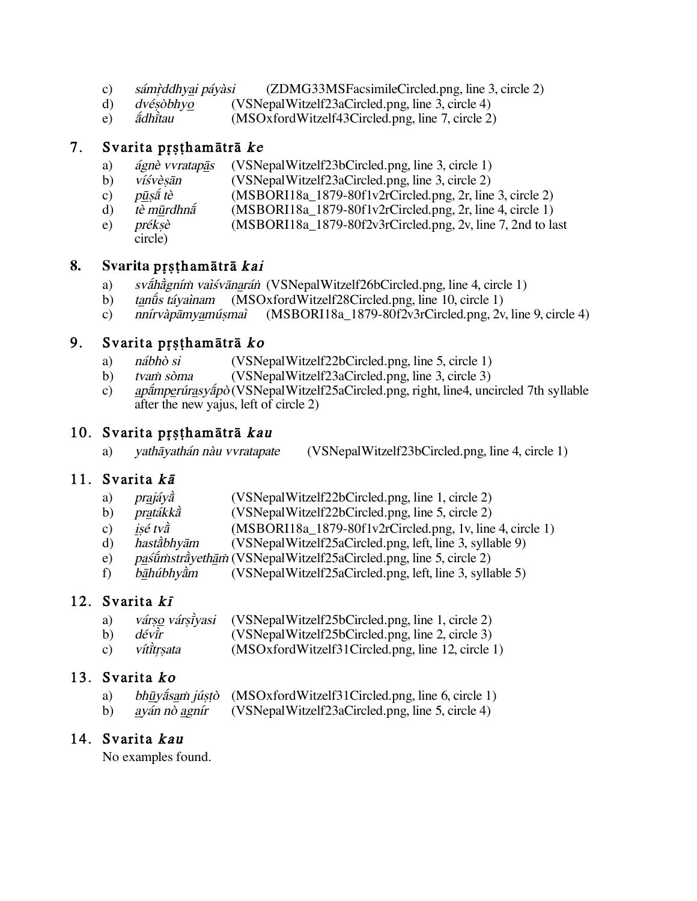c) *sám̥ṛddhyai páyàsi* (ZDMG33MSFacsimileCircled.png, line 3, circle 2)
d) *dvéṣòbhyo* (VSNepalWitzelf23aCircled.png, line 3, circle 4)
e) *ā́dhītau* (MSOxfordWitzelf43Circled.png, line 7, circle 2)

## 7. Svarita pṛṣṭhamātrā *ke*

a) *ágnè vvratapā̱s* (VSNepalWitzelf23bCircled.png, line 3, circle 1)
b) *víśvèṣān* (VSNepalWitzelf23aCircled.png, line 3, circle 2)
c) *pū̱ṣā́ tè* (MSBORI18a_1879-80f1v2rCircled.png, 2r, line 3, circle 2)
d) *tè mū̱rdhnā́* (MSBORI18a_1879-80f1v2rCircled.png, 2r, line 4, circle 1)
e) *prékṣè* (MSBORI18a_1879-80f2v3rCircled.png, 2v, line 7, 2nd to last circle)

## 8. Svarita pṛṣṭhamātrā *kai*

a) *svā́hā̀gním̐ vaìśvāna̱rán̐* (VSNepalWitzelf26bCircled.png, line 4, circle 1)
b) *ta̱nū́s táyaìnam* (MSOxfordWitzelf28Circled.png, line 10, circle 1)
c) *nnírvàpāmya̱múṣmaì* (MSBORI18a_1879-80f2v3rCircled.png, 2v, line 9, circle 4)

## 9. Svarita pṛṣṭhamātrā *ko*

a) *nábhò si* (VSNepalWitzelf22bCircled.png, line 5, circle 1)
b) *tvam̐ sòma* (VSNepalWitzelf23aCircled.png, line 3, circle 3)
c) *a̱pā́mpe̱rúra̱syā́pò* (VSNepalWitzelf25aCircled.png, right, line4, uncircled 7th syllable after the new yajus, left of circle 2)

## 10. Svarita pṛṣṭhamātrā *kau*

a) *yathāyathán nàu vvratapate* (VSNepalWitzelf23bCircled.png, line 4, circle 1)

## 11. Svarita *kā*

a) *pra̱jáyā̀* (VSNepalWitzelf22bCircled.png, line 1, circle 2)
b) *pra̱tákkā̀* (VSNepalWitzelf22bCircled.png, line 5, circle 2)
c) *i̱ṣé tvā̀* (MSBORI18a_1879-80f1v2rCircled.png, 1v, line 4, circle 1)
d) *hastā̀bhyām* (VSNepalWitzelf25aCircled.png, left, line 3, syllable 9)
e) *pa̱śū́m̐strā̀yethā̱m̐* (VSNepalWitzelf25aCircled.png, line 5, circle 2)
f) *bā̱húbhyā̀m* (VSNepalWitzelf25aCircled.png, left, line 3, syllable 5)

## 12. Svarita *kī*

a) *várṣo̱ várṣī̀yasi* (VSNepalWitzelf25bCircled.png, line 1, circle 2)
b) *dévī̀r* (VSNepalWitzelf25bCircled.png, line 2, circle 3)
c) *vítī̀tṛṣata* (MSOxfordWitzelf31Circled.png, line 12, circle 1)

## 13. Svarita *ko*

a) *bhū̱yā́sa̱m̐ júṣṭò* (MSOxfordWitzelf31Circled.png, line 6, circle 1)
b) *a̱yán nò a̱gnír* (VSNepalWitzelf23aCircled.png, line 5, circle 4)

## 14. Svarita *kau*

No examples found.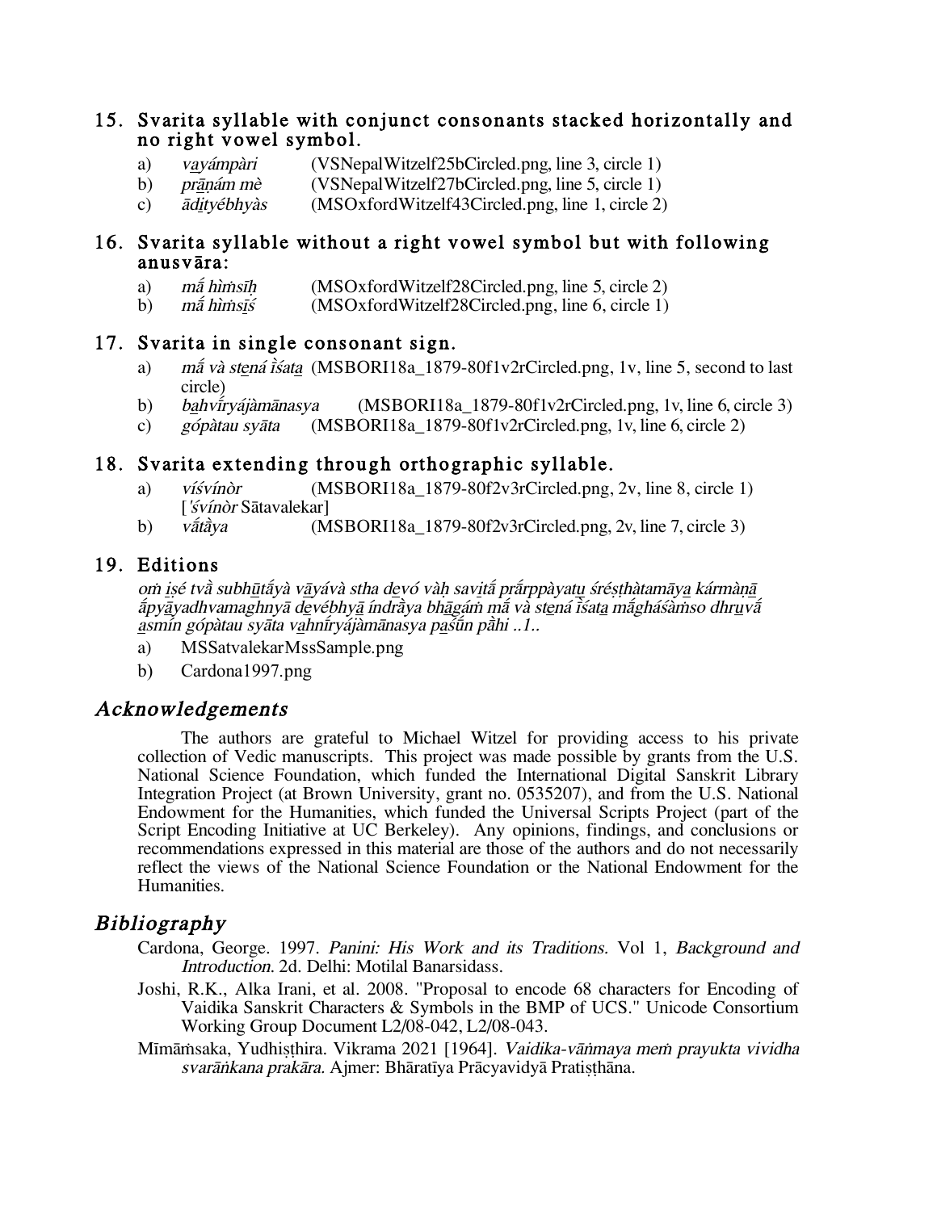### 15. Svarita syllable with conjunct consonants stacked horizontally and no right vowel symbol.

a) *vayámpàri* (VSNepalWitzelf25bCircled.png, line 3, circle 1)
b) *prāṇám mè* (VSNepalWitzelf27bCircled.png, line 5, circle 1)
c) *ādityébhyàs* (MSOxfordWitzelf43Circled.png, line 1, circle 2)

### 16. Svarita syllable without a right vowel symbol but with following anusvāra:

a) *mā́ hìṁsīḥ* (MSOxfordWitzelf28Circled.png, line 5, circle 2)
b) *mā́ hìṁsīś* (MSOxfordWitzelf28Circled.png, line 6, circle 1)

### 17. Svarita in single consonant sign.

a) *mā́ và stená ī̀śata* (MSBORI18a_1879-80f1v2rCircled.png, 1v, line 5, second to last circle)
b) *bahvī́ryájàmānasya* (MSBORI18a_1879-80f1v2rCircled.png, 1v, line 6, circle 3)
c) *gópàtau syāta* (MSBORI18a_1879-80f1v2rCircled.png, 1v, line 6, circle 2)

### 18. Svarita extending through orthographic syllable.

a) *víśvínòr* (MSBORI18a_1879-80f2v3rCircled.png, 2v, line 8, circle 1) [*'śvínòr* Sātavalekar]
b) *vā́tā̀ya* (MSBORI18a_1879-80f2v3rCircled.png, 2v, line 7, circle 3)

### 19. Editions

*oṁ iṣé tvā̀ subhūtā́yà vāyávà stha devó vàḥ savitā́ prā́rppàyatu śréṣṭhàtamāya kármàṇā āpyāyadhvamaghnyā devébhyā índrā̀ya bhāgáṁ mā́ và stená ī̀śata mā́ghā́śàṁso dhruvā́ asmín gópàtau syāta vahnī́ryájàmānasya paśū́n pā̀hi ..1..*

a) MSSatvalekarMssSample.png
b) Cardona1997.png

## Acknowledgements

The authors are grateful to Michael Witzel for providing access to his private collection of Vedic manuscripts. This project was made possible by grants from the U.S. National Science Foundation, which funded the International Digital Sanskrit Library Integration Project (at Brown University, grant no. 0535207), and from the U.S. National Endowment for the Humanities, which funded the Universal Scripts Project (part of the Script Encoding Initiative at UC Berkeley). Any opinions, findings, and conclusions or recommendations expressed in this material are those of the authors and do not necessarily reflect the views of the National Science Foundation or the National Endowment for the Humanities.

## Bibliography

Cardona, George. 1997. *Panini: His Work and its Traditions.* Vol 1, *Background and Introduction.* 2d. Delhi: Motilal Banarsidass.

Joshi, R.K., Alka Irani, et al. 2008. "Proposal to encode 68 characters for Encoding of Vaidika Sanskrit Characters & Symbols in the BMP of UCS." Unicode Consortium Working Group Document L2/08-042, L2/08-043.

Mīmāṁsaka, Yudhiṣṭhira. Vikrama 2021 [1964]. *Vaidika-vāṅmaya meṁ prayukta vividha svarāṅkana prakāra.* Ajmer: Bhāratīya Prācyavidyā Pratiṣṭhāna.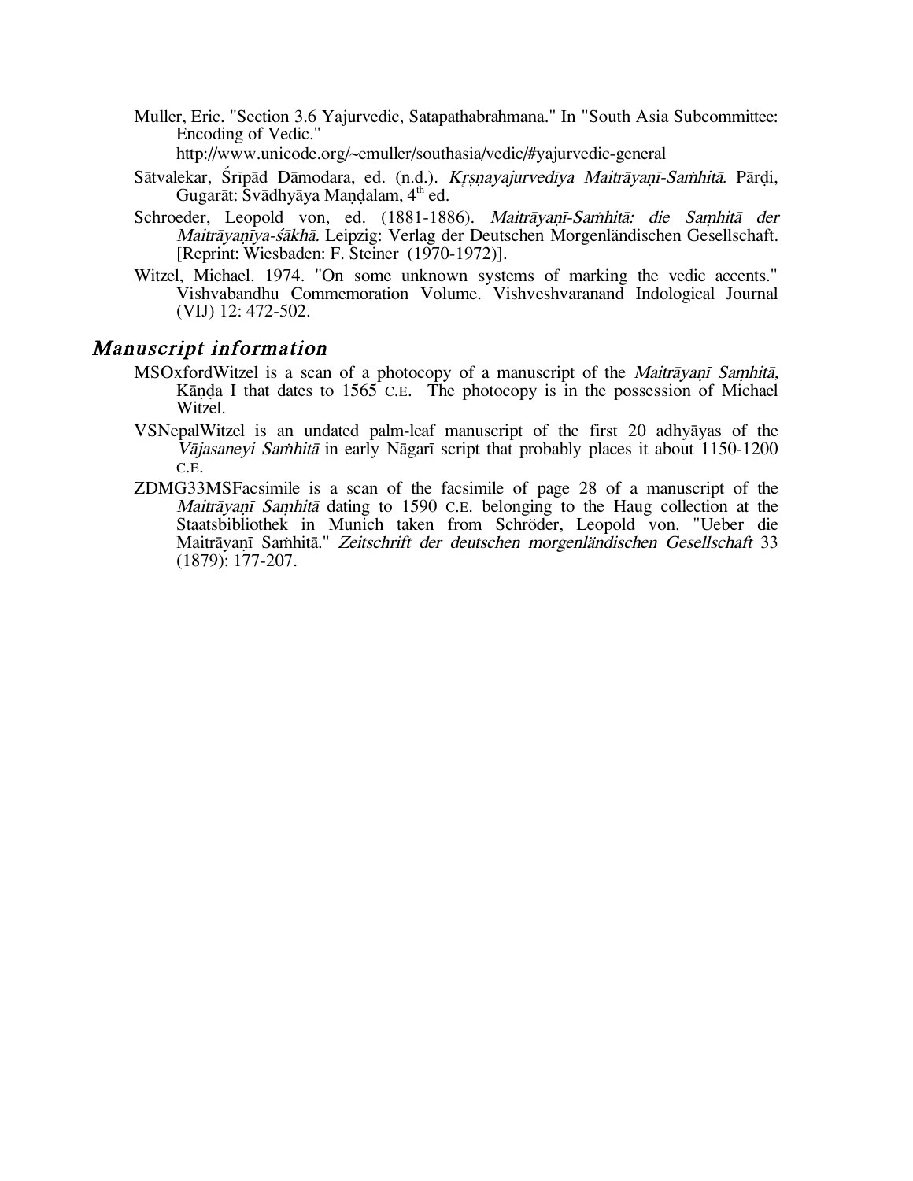Muller, Eric. "Section 3.6 Yajurvedic, Satapathabrahmana." In "South Asia Subcommittee: Encoding of Vedic." http://www.unicode.org/~emuller/southasia/vedic/#yajurvedic-general

Sātvalekar, Śrīpād Dāmodara, ed. (n.d.). *Kṛṣṇayajurvedīya Maitrāyaṇī-Saṁhitā.* Pārḍi, Gugarāt: Svādhyāya Maṇḍalam, 4th ed.

Schroeder, Leopold von, ed. (1881-1886). *Maitrāyaṇī-Saṁhitā: die Saṃhitā der Maitrāyaṇīya-śākhā.* Leipzig: Verlag der Deutschen Morgenländischen Gesellschaft. [Reprint: Wiesbaden: F. Steiner (1970-1972)].

Witzel, Michael. 1974. "On some unknown systems of marking the vedic accents." Vishvabandhu Commemoration Volume. Vishveshvaranand Indological Journal (VIJ) 12: 472-502.

## Manuscript information

MSOxfordWitzel is a scan of a photocopy of a manuscript of the *Maitrāyaṇī Saṃhitā,* Kāṇḍa I that dates to 1565 C.E. The photocopy is in the possession of Michael Witzel.

VSNepalWitzel is an undated palm-leaf manuscript of the first 20 adhyāyas of the *Vājasaneyi Saṁhitā* in early Nāgarī script that probably places it about 1150-1200 C.E.

ZDMG33MSFacsimile is a scan of the facsimile of page 28 of a manuscript of the *Maitrāyaṇī Saṃhitā* dating to 1590 C.E. belonging to the Haug collection at the Staatsbibliothek in Munich taken from Schröder, Leopold von. "Ueber die Maitrāyaṇī Saṁhitā." *Zeitschrift der deutschen morgenländischen Gesellschaft* 33 (1879): 177-207.